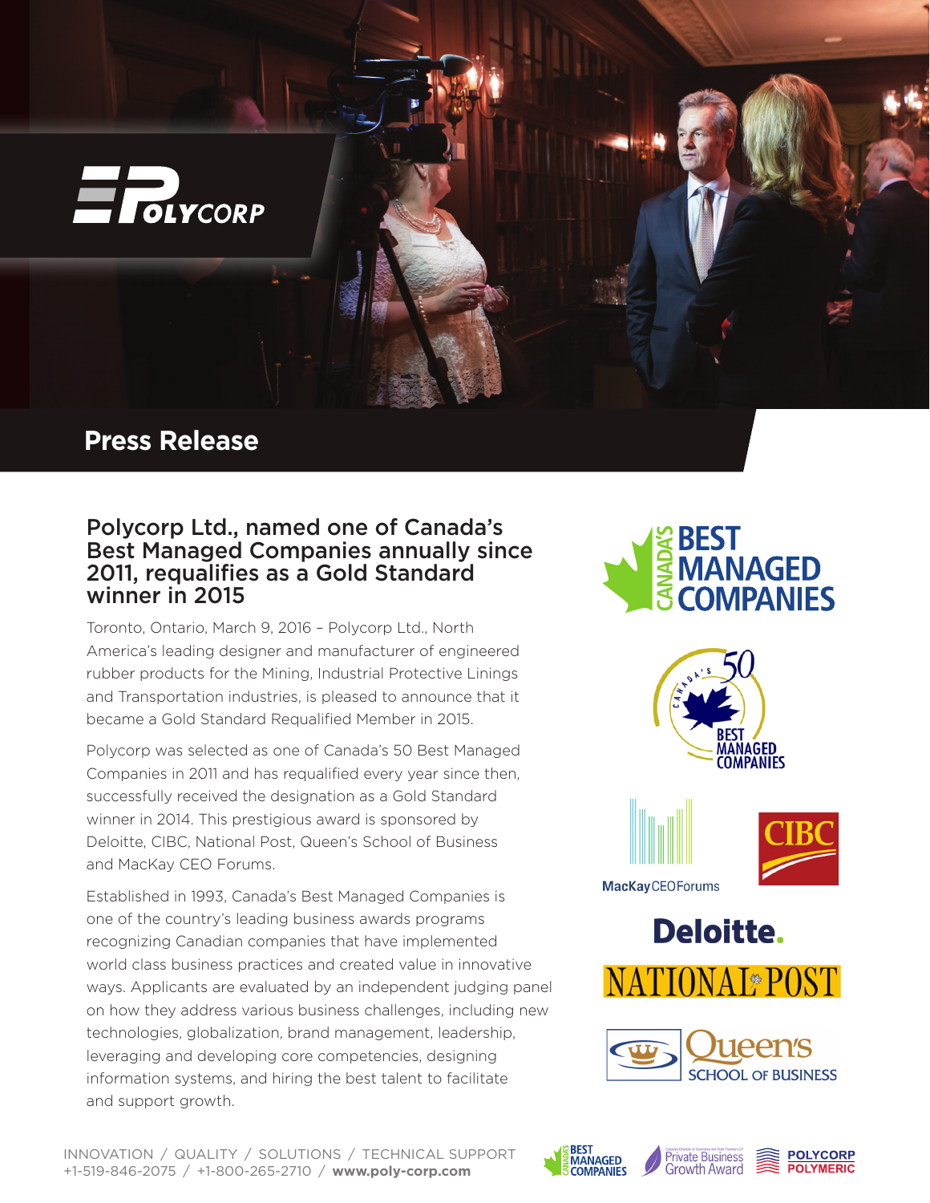# Press Release

## Polycorp Ltd., named one of Canada's Best Managed Companies annually since 2011, requalifies as a Gold Standard winner in 2015

Toronto, Ontario, March 9, 2016 – Polycorp Ltd., North America's leading designer and manufacturer of engineered rubber products for the Mining, Industrial Protective Linings and Transportation industries, is pleased to announce that it became a Gold Standard Requalified Member in 2015.

Polycorp was selected as one of Canada's 50 Best Managed Companies in 2011 and has requalified every year since then, successfully received the designation as a Gold Standard winner in 2014. This prestigious award is sponsored by Deloitte, CIBC, National Post, Queen's School of Business and MacKay CEO Forums.

Established in 1993, Canada's Best Managed Companies is one of the country's leading business awards programs recognizing Canadian companies that have implemented world class business practices and created value in innovative ways. Applicants are evaluated by an independent judging panel on how they address various business challenges, including new technologies, globalization, brand management, leadership, leveraging and developing core competencies, designing information systems, and hiring the best talent to facilitate and support growth.

INNOVATION / QUALITY / SOLUTIONS / TECHNICAL SUPPORT
+1-519-846-2075 / +1-800-265-2710 / **www.poly-corp.com**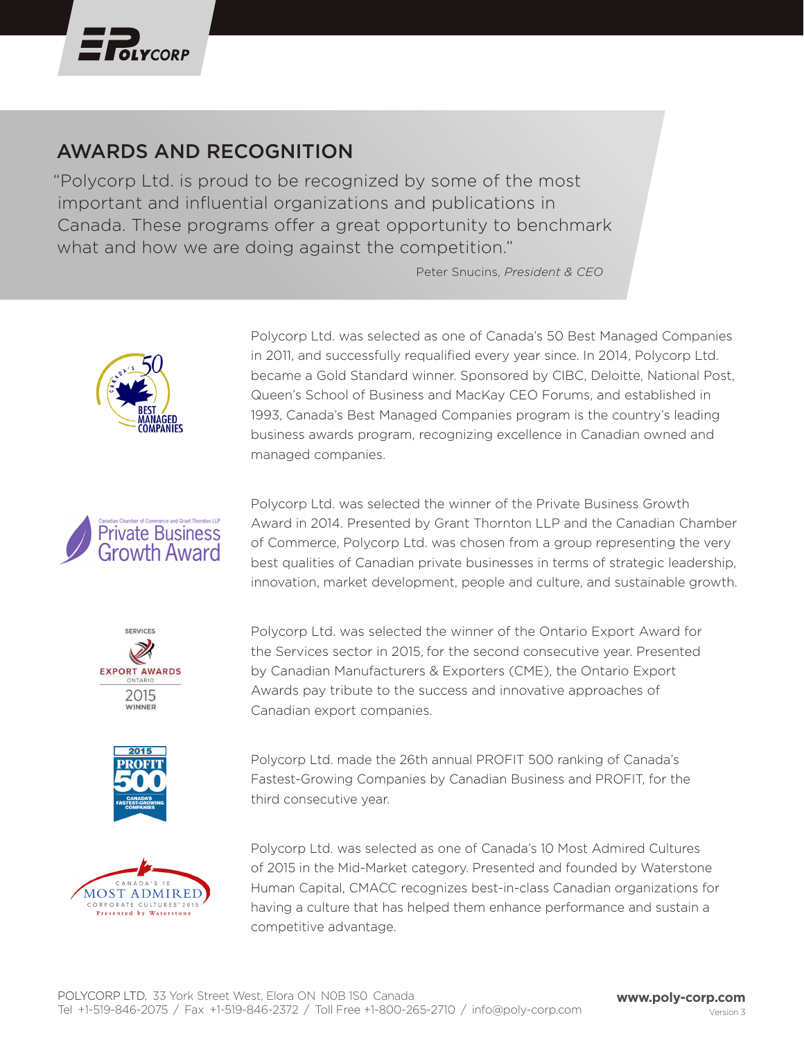## AWARDS AND RECOGNITION

"Polycorp Ltd. is proud to be recognized by some of the most important and influential organizations and publications in Canada. These programs offer a great opportunity to benchmark what and how we are doing against the competition."

Peter Snucins, *President & CEO*

Polycorp Ltd. was selected as one of Canada's 50 Best Managed Companies in 2011, and successfully requalified every year since. In 2014, Polycorp Ltd. became a Gold Standard winner. Sponsored by CIBC, Deloitte, National Post, Queen's School of Business and MacKay CEO Forums, and established in 1993, Canada's Best Managed Companies program is the country's leading business awards program, recognizing excellence in Canadian owned and managed companies.

Polycorp Ltd. was selected the winner of the Private Business Growth Award in 2014. Presented by Grant Thornton LLP and the Canadian Chamber of Commerce, Polycorp Ltd. was chosen from a group representing the very best qualities of Canadian private businesses in terms of strategic leadership, innovation, market development, people and culture, and sustainable growth.

Polycorp Ltd. was selected the winner of the Ontario Export Award for the Services sector in 2015, for the second consecutive year. Presented by Canadian Manufacturers & Exporters (CME), the Ontario Export Awards pay tribute to the success and innovative approaches of Canadian export companies.

Polycorp Ltd. made the 26th annual PROFIT 500 ranking of Canada's Fastest-Growing Companies by Canadian Business and PROFIT, for the third consecutive year.

Polycorp Ltd. was selected as one of Canada's 10 Most Admired Cultures of 2015 in the Mid-Market category. Presented and founded by Waterstone Human Capital, CMACC recognizes best-in-class Canadian organizations for having a culture that has helped them enhance performance and sustain a competitive advantage.

POLYCORP LTD. 33 York Street West, Elora ON N0B 1S0 Canada
Tel +1-519-846-2075 / Fax +1-519-846-2372 / Toll Free +1-800-265-2710 / info@poly-corp.com

**www.poly-corp.com**